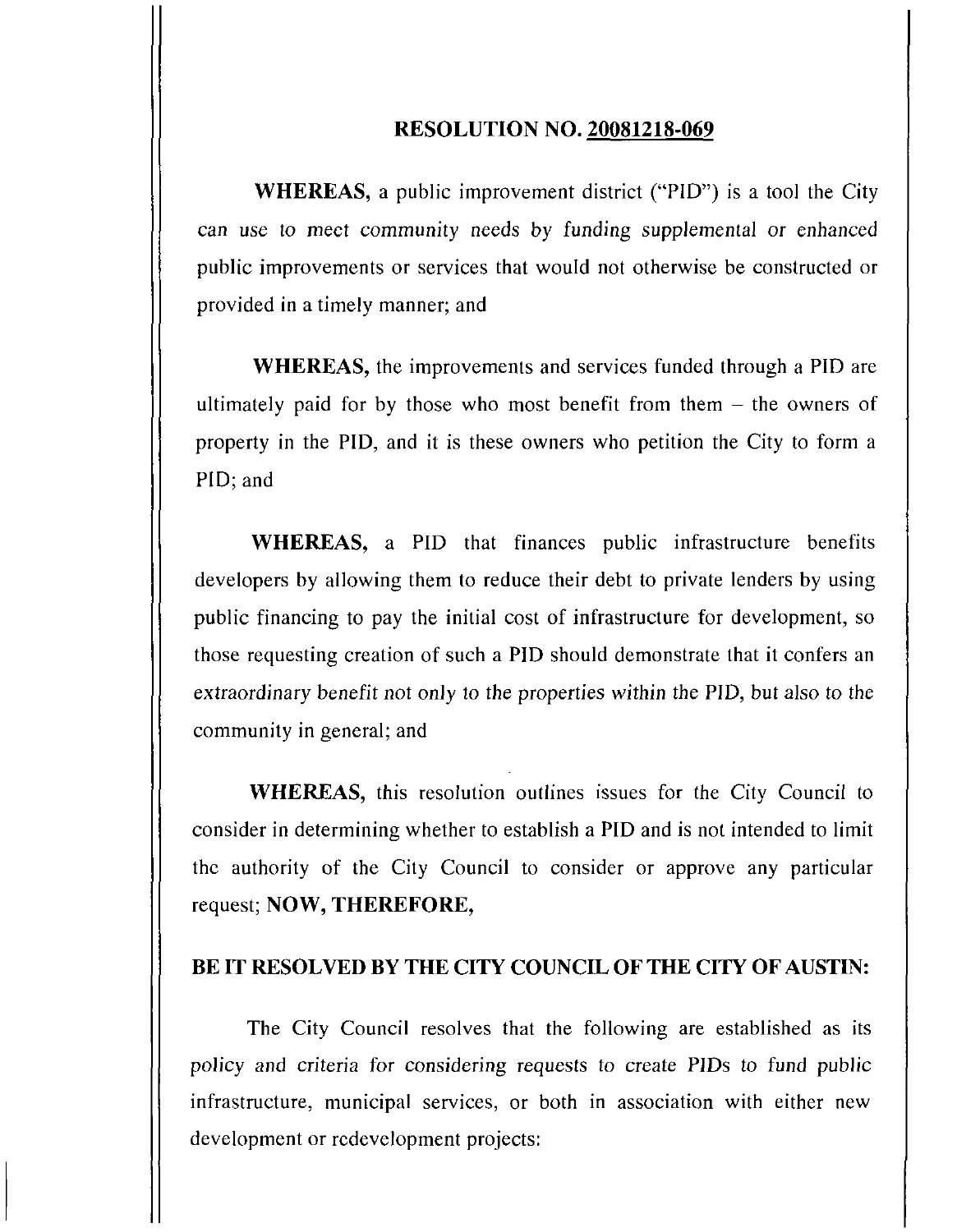## RESOLUTION NO. 20081218-069

**WHEREAS,** a public improvement district ("PID") is a tool the City can use to meet community needs by funding supplemental or enhanced public improvements or services that would not otherwise be constructed or provided in a timely manner; and

**WHEREAS,** the improvements and services funded through a PID are ultimately paid for by those who most benefit from them – the owners of property in the PID, and it is these owners who petition the City to form a PID; and

**WHEREAS,** a PID that finances public infrastructure benefits developers by allowing them to reduce their debt to private lenders by using public financing to pay the initial cost of infrastructure for development, so those requesting creation of such a PID should demonstrate that it confers an extraordinary benefit not only to the properties within the PID, but also to the community in general; and

**WHEREAS,** this resolution outlines issues for the City Council to consider in determining whether to establish a PID and is not intended to limit the authority of the City Council to consider or approve any particular request; **NOW, THEREFORE,**

**BE IT RESOLVED BY THE CITY COUNCIL OF THE CITY OF AUSTIN:**

The City Council resolves that the following are established as its policy and criteria for considering requests to create PIDs to fund public infrastructure, municipal services, or both in association with either new development or redevelopment projects: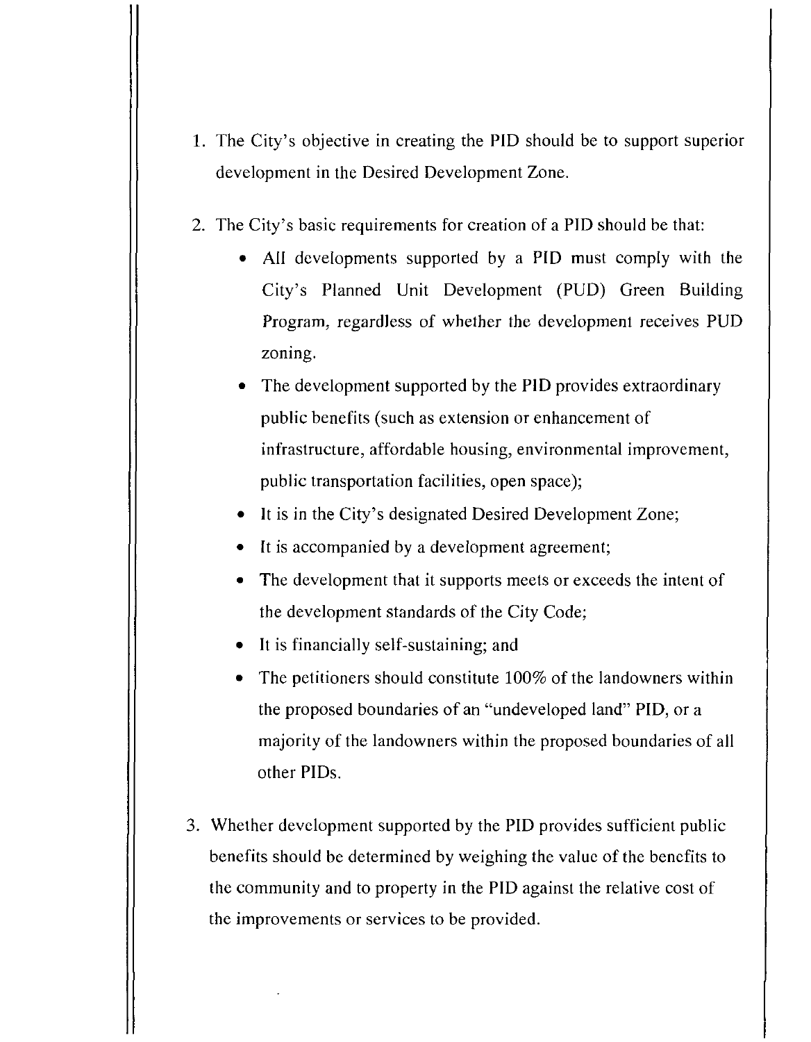1. The City's objective in creating the PID should be to support superior development in the Desired Development Zone.

2. The City's basic requirements for creation of a PID should be that:
   - All developments supported by a PID must comply with the City's Planned Unit Development (PUD) Green Building Program, regardless of whether the development receives PUD zoning.
   - The development supported by the PID provides extraordinary public benefits (such as extension or enhancement of infrastructure, affordable housing, environmental improvement, public transportation facilities, open space);
   - It is in the City's designated Desired Development Zone;
   - It is accompanied by a development agreement;
   - The development that it supports meets or exceeds the intent of the development standards of the City Code;
   - It is financially self-sustaining; and
   - The petitioners should constitute 100% of the landowners within the proposed boundaries of an "undeveloped land" PID, or a majority of the landowners within the proposed boundaries of all other PIDs.

3. Whether development supported by the PID provides sufficient public benefits should be determined by weighing the value of the benefits to the community and to property in the PID against the relative cost of the improvements or services to be provided.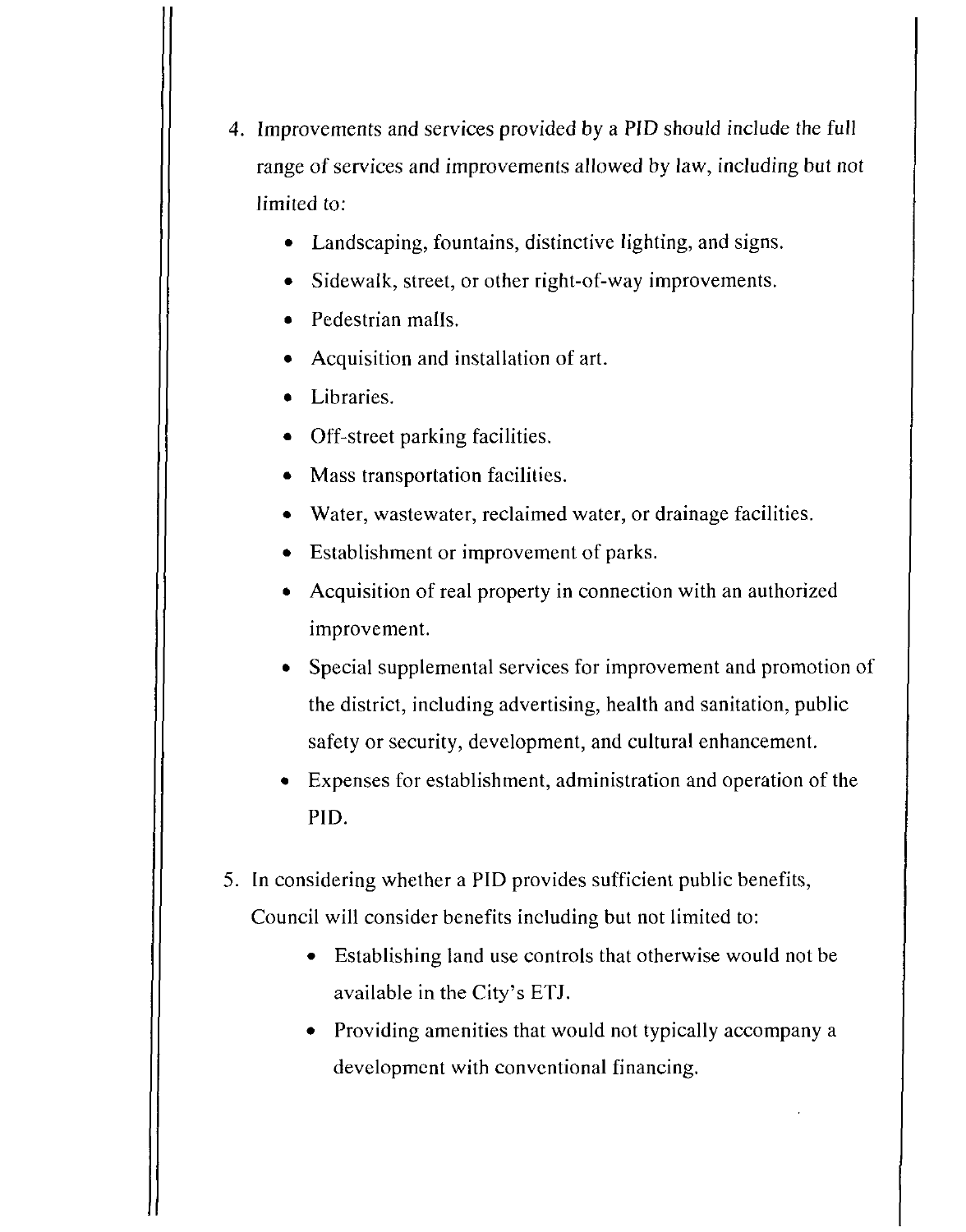4. Improvements and services provided by a PID should include the full range of services and improvements allowed by law, including but not limited to:
    - Landscaping, fountains, distinctive lighting, and signs.
    - Sidewalk, street, or other right-of-way improvements.
    - Pedestrian malls.
    - Acquisition and installation of art.
    - Libraries.
    - Off-street parking facilities.
    - Mass transportation facilities.
    - Water, wastewater, reclaimed water, or drainage facilities.
    - Establishment or improvement of parks.
    - Acquisition of real property in connection with an authorized improvement.
    - Special supplemental services for improvement and promotion of the district, including advertising, health and sanitation, public safety or security, development, and cultural enhancement.
    - Expenses for establishment, administration and operation of the PID.

5. In considering whether a PID provides sufficient public benefits, Council will consider benefits including but not limited to:
    - Establishing land use controls that otherwise would not be available in the City's ETJ.
    - Providing amenities that would not typically accompany a development with conventional financing.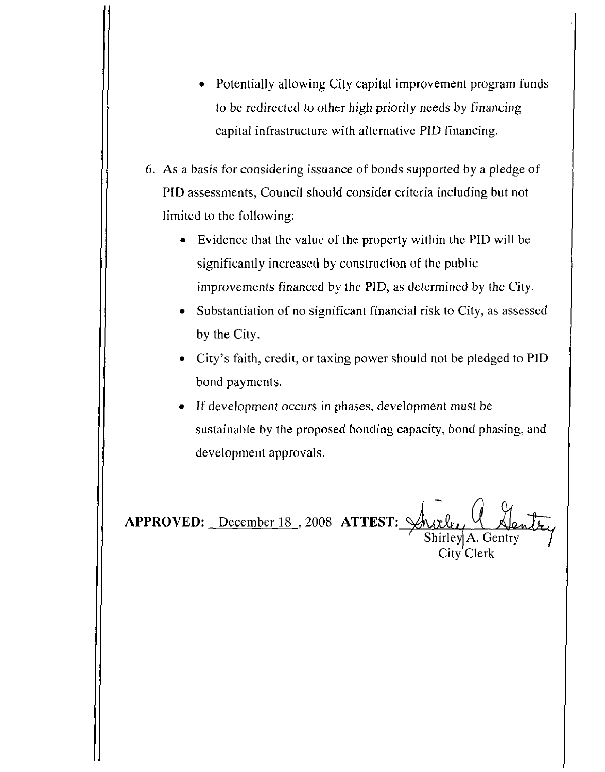- Potentially allowing City capital improvement program funds to be redirected to other high priority needs by financing capital infrastructure with alternative PID financing.

6. As a basis for considering issuance of bonds supported by a pledge of PID assessments, Council should consider criteria including but not limited to the following:
   - Evidence that the value of the property within the PID will be significantly increased by construction of the public improvements financed by the PID, as determined by the City.
   - Substantiation of no significant financial risk to City, as assessed by the City.
   - City's faith, credit, or taxing power should not be pledged to PID bond payments.
   - If development occurs in phases, development must be sustainable by the proposed bonding capacity, bond phasing, and development approvals.

**APPROVED:** December 18, 2008 **ATTEST:** Shirley A. Gentry

Shirley A. Gentry
City Clerk